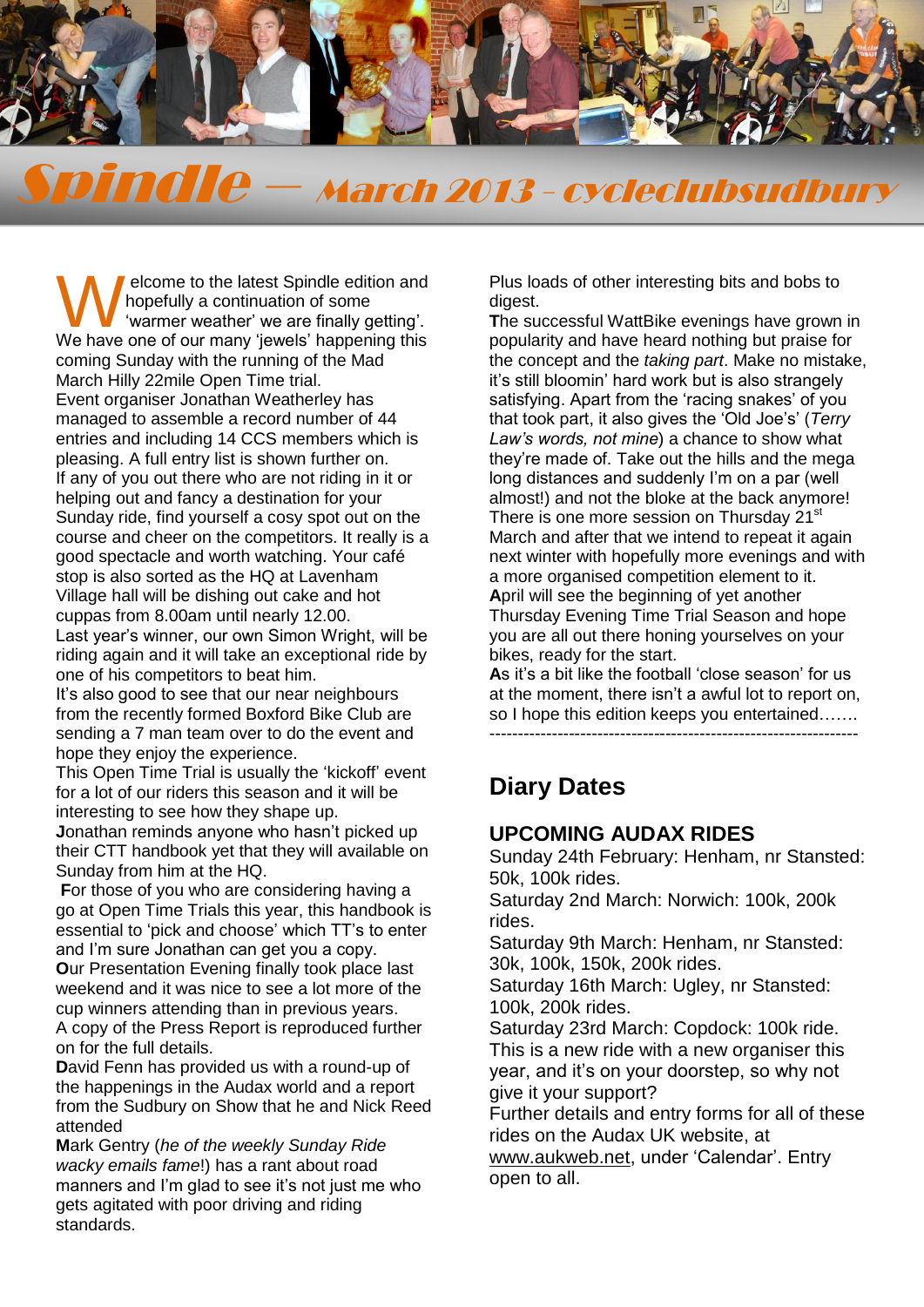# Spindle – March 2013 - cycleclubsudbury

Welcome to the latest Spindle edition and hopefully a continuation of some 'warmer weather' we are finally getting'. We have one of our many 'jewels' happening this coming Sunday with the running of the Mad March Hilly 22mile Open Time trial.

Event organiser Jonathan Weatherley has managed to assemble a record number of 44 entries and including 14 CCS members which is pleasing. A full entry list is shown further on.

If any of you out there who are not riding in it or helping out and fancy a destination for your Sunday ride, find yourself a cosy spot out on the course and cheer on the competitors. It really is a good spectacle and worth watching. Your café stop is also sorted as the HQ at Lavenham Village hall will be dishing out cake and hot cuppas from 8.00am until nearly 12.00.

Last year's winner, our own Simon Wright, will be riding again and it will take an exceptional ride by one of his competitors to beat him.

It's also good to see that our near neighbours from the recently formed Boxford Bike Club are sending a 7 man team over to do the event and hope they enjoy the experience.

This Open Time Trial is usually the 'kickoff' event for a lot of our riders this season and it will be interesting to see how they shape up.

**J**onathan reminds anyone who hasn't picked up their CTT handbook yet that they will available on Sunday from him at the HQ.

**F**or those of you who are considering having a go at Open Time Trials this year, this handbook is essential to 'pick and choose' which TT's to enter and I'm sure Jonathan can get you a copy.

**O**ur Presentation Evening finally took place last weekend and it was nice to see a lot more of the cup winners attending than in previous years.

A copy of the Press Report is reproduced further on for the full details.

**D**avid Fenn has provided us with a round-up of the happenings in the Audax world and a report from the Sudbury on Show that he and Nick Reed attended

**M**ark Gentry (*he of the weekly Sunday Ride wacky emails fame*!) has a rant about road manners and I'm glad to see it's not just me who gets agitated with poor driving and riding standards.

Plus loads of other interesting bits and bobs to digest.

**T**he successful WattBike evenings have grown in popularity and have heard nothing but praise for the concept and the *taking part*. Make no mistake, it's still bloomin' hard work but is also strangely satisfying. Apart from the 'racing snakes' of you that took part, it also gives the 'Old Joe's' (*Terry Law's words, not mine*) a chance to show what they're made of. Take out the hills and the mega long distances and suddenly I'm on a par (well almost!) and not the bloke at the back anymore! There is one more session on Thursday 21st March and after that we intend to repeat it again next winter with hopefully more evenings and with a more organised competition element to it.

**A**pril will see the beginning of yet another Thursday Evening Time Trial Season and hope you are all out there honing yourselves on your bikes, ready for the start.

**A**s it's a bit like the football 'close season' for us at the moment, there isn't a awful lot to report on, so I hope this edition keeps you entertained…….

---

## Diary Dates

### UPCOMING AUDAX RIDES

Sunday 24th February: Henham, nr Stansted: 50k, 100k rides.

Saturday 2nd March: Norwich: 100k, 200k rides.

Saturday 9th March: Henham, nr Stansted: 30k, 100k, 150k, 200k rides.

Saturday 16th March: Ugley, nr Stansted: 100k, 200k rides.

Saturday 23rd March: Copdock: 100k ride. This is a new ride with a new organiser this year, and it's on your doorstep, so why not give it your support?

Further details and entry forms for all of these rides on the Audax UK website, at www.aukweb.net, under 'Calendar'. Entry open to all.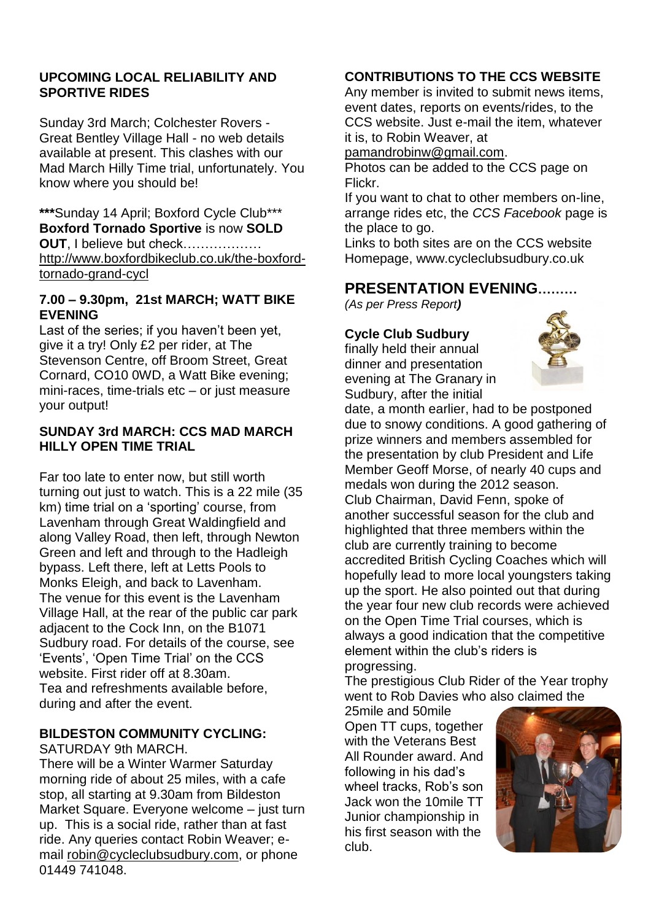### UPCOMING LOCAL RELIABILITY AND SPORTIVE RIDES

Sunday 3rd March; Colchester Rovers - Great Bentley Village Hall - no web details available at present. This clashes with our Mad March Hilly Time trial, unfortunately. You know where you should be!

*****Sunday 14 April; Boxford Cycle Club***
**Boxford Tornado Sportive** is now **SOLD OUT**, I believe but check……………… http://www.boxfordbikeclub.co.uk/the-boxford-tornado-grand-cycl

### 7.00 – 9.30pm, 21st MARCH; WATT BIKE EVENING

Last of the series; if you haven't been yet, give it a try! Only £2 per rider, at The Stevenson Centre, off Broom Street, Great Cornard, CO10 0WD, a Watt Bike evening; mini-races, time-trials etc – or just measure your output!

### SUNDAY 3rd MARCH: CCS MAD MARCH HILLY OPEN TIME TRIAL

Far too late to enter now, but still worth turning out just to watch. This is a 22 mile (35 km) time trial on a 'sporting' course, from Lavenham through Great Waldingfield and along Valley Road, then left, through Newton Green and left and through to the Hadleigh bypass. Left there, left at Letts Pools to Monks Eleigh, and back to Lavenham.
The venue for this event is the Lavenham Village Hall, at the rear of the public car park adjacent to the Cock Inn, on the B1071 Sudbury road. For details of the course, see 'Events', 'Open Time Trial' on the CCS website. First rider off at 8.30am.
Tea and refreshments available before, during and after the event.

### BILDESTON COMMUNITY CYCLING:

SATURDAY 9th MARCH.
There will be a Winter Warmer Saturday morning ride of about 25 miles, with a cafe stop, all starting at 9.30am from Bildeston Market Square. Everyone welcome – just turn up. This is a social ride, rather than at fast ride. Any queries contact Robin Weaver; e-mail robin@cycleclubsudbury.com, or phone 01449 741048.

### CONTRIBUTIONS TO THE CCS WEBSITE

Any member is invited to submit news items, event dates, reports on events/rides, to the CCS website. Just e-mail the item, whatever it is, to Robin Weaver, at pamandrobinw@gmail.com.
Photos can be added to the CCS page on Flickr.
If you want to chat to other members on-line, arrange rides etc, the *CCS Facebook* page is the place to go.
Links to both sites are on the CCS website Homepage, www.cycleclubsudbury.co.uk

## PRESENTATION EVENING.........

*(As per Press Report)*

**Cycle Club Sudbury** finally held their annual dinner and presentation evening at The Granary in Sudbury, after the initial date, a month earlier, had to be postponed due to snowy conditions. A good gathering of prize winners and members assembled for the presentation by club President and Life Member Geoff Morse, of nearly 40 cups and medals won during the 2012 season.
Club Chairman, David Fenn, spoke of another successful season for the club and highlighted that three members within the club are currently training to become accredited British Cycling Coaches which will hopefully lead to more local youngsters taking up the sport. He also pointed out that during the year four new club records were achieved on the Open Time Trial courses, which is always a good indication that the competitive element within the club's riders is progressing.
The prestigious Club Rider of the Year trophy went to Rob Davies who also claimed the 25mile and 50mile Open TT cups, together with the Veterans Best All Rounder award. And following in his dad's wheel tracks, Rob's son Jack won the 10mile TT Junior championship in his first season with the club.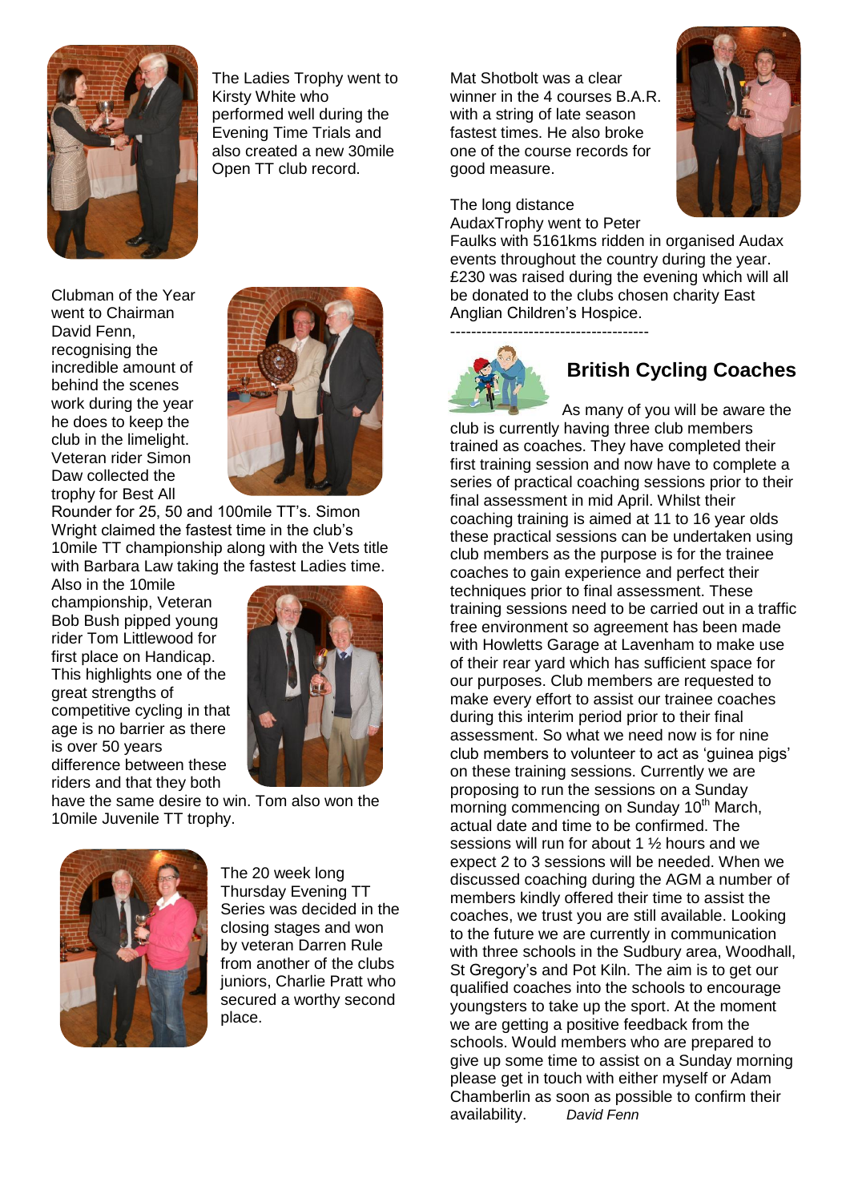The Ladies Trophy went to Kirsty White who performed well during the Evening Time Trials and also created a new 30mile Open TT club record.

Clubman of the Year went to Chairman David Fenn, recognising the incredible amount of behind the scenes work during the year he does to keep the club in the limelight. Veteran rider Simon Daw collected the trophy for Best All Rounder for 25, 50 and 100mile TT's. Simon Wright claimed the fastest time in the club's 10mile TT championship along with the Vets title with Barbara Law taking the fastest Ladies time.

Also in the 10mile championship, Veteran Bob Bush pipped young rider Tom Littlewood for first place on Handicap. This highlights one of the great strengths of competitive cycling in that age is no barrier as there is over 50 years difference between these riders and that they both have the same desire to win. Tom also won the 10mile Juvenile TT trophy.

The 20 week long Thursday Evening TT Series was decided in the closing stages and won by veteran Darren Rule from another of the clubs juniors, Charlie Pratt who secured a worthy second place.

Mat Shotbolt was a clear winner in the 4 courses B.A.R. with a string of late season fastest times. He also broke one of the course records for good measure.

The long distance AudaxTrophy went to Peter Faulks with 5161kms ridden in organised Audax events throughout the country during the year. £230 was raised during the evening which will all be donated to the clubs chosen charity East Anglian Children's Hospice.

--------------------------------------

## British Cycling Coaches

As many of you will be aware the club is currently having three club members trained as coaches. They have completed their first training session and now have to complete a series of practical coaching sessions prior to their final assessment in mid April. Whilst their coaching training is aimed at 11 to 16 year olds these practical sessions can be undertaken using club members as the purpose is for the trainee coaches to gain experience and perfect their techniques prior to final assessment. These training sessions need to be carried out in a traffic free environment so agreement has been made with Howletts Garage at Lavenham to make use of their rear yard which has sufficient space for our purposes. Club members are requested to make every effort to assist our trainee coaches during this interim period prior to their final assessment. So what we need now is for nine club members to volunteer to act as 'guinea pigs' on these training sessions. Currently we are proposing to run the sessions on a Sunday morning commencing on Sunday 10th March, actual date and time to be confirmed. The sessions will run for about 1 ½ hours and we expect 2 to 3 sessions will be needed. When we discussed coaching during the AGM a number of members kindly offered their time to assist the coaches, we trust you are still available. Looking to the future we are currently in communication with three schools in the Sudbury area, Woodhall, St Gregory's and Pot Kiln. The aim is to get our qualified coaches into the schools to encourage youngsters to take up the sport. At the moment we are getting a positive feedback from the schools. Would members who are prepared to give up some time to assist on a Sunday morning please get in touch with either myself or Adam Chamberlin as soon as possible to confirm their availability. *David Fenn*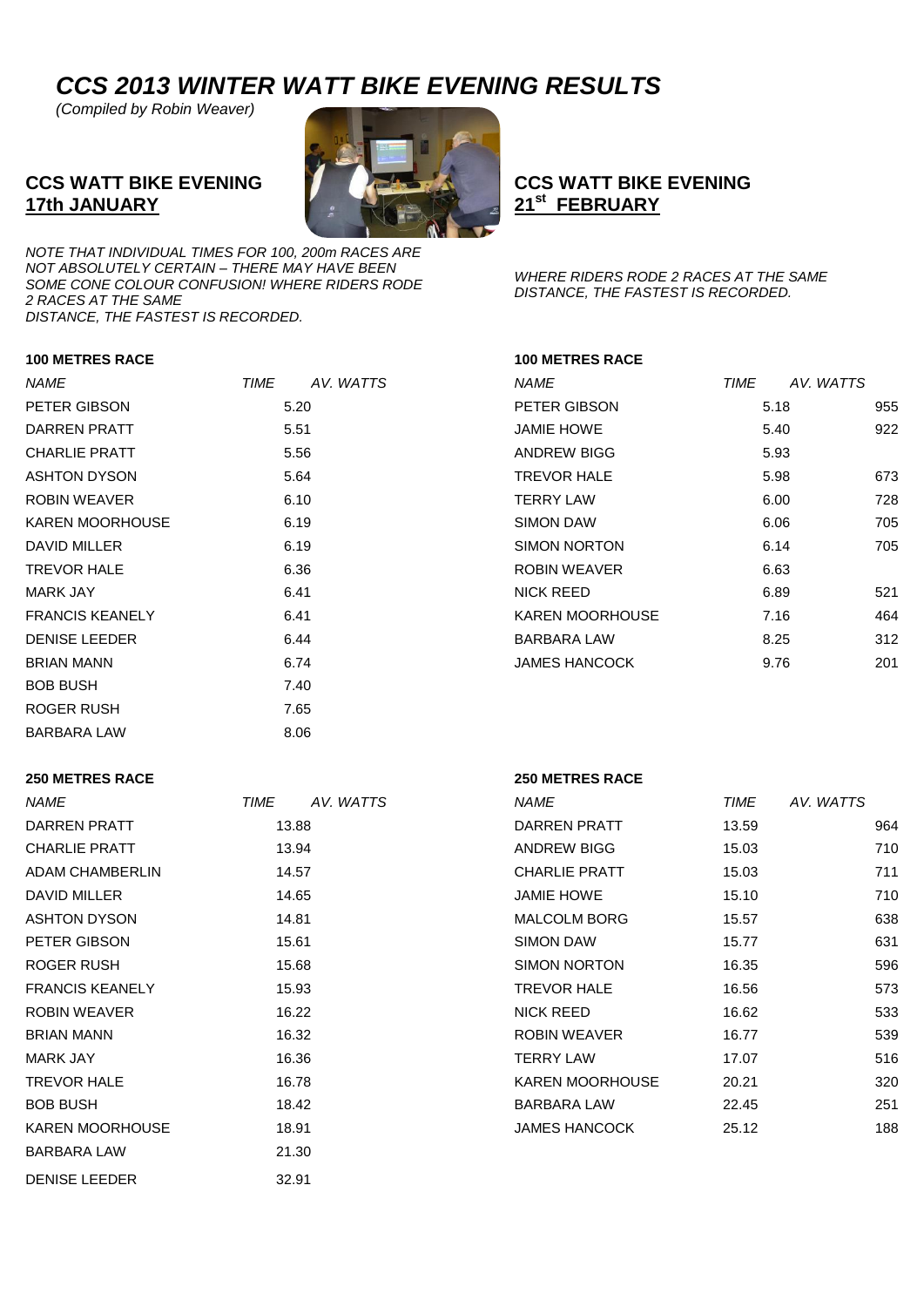# CCS 2013 WINTER WATT BIKE EVENING RESULTS

*(Compiled by Robin Weaver)*

## CCS WATT BIKE EVENING 17th JANUARY

*NOTE THAT INDIVIDUAL TIMES FOR 100, 200m RACES ARE NOT ABSOLUTELY CERTAIN – THERE MAY HAVE BEEN SOME CONE COLOUR CONFUSION! WHERE RIDERS RODE 2 RACES AT THE SAME DISTANCE, THE FASTEST IS RECORDED.*

**100 METRES RACE**

| *NAME* | *TIME* | *AV. WATTS* |
|---|---|---|
| PETER GIBSON | 5.20 | |
| DARREN PRATT | 5.51 | |
| CHARLIE PRATT | 5.56 | |
| ASHTON DYSON | 5.64 | |
| ROBIN WEAVER | 6.10 | |
| KAREN MOORHOUSE | 6.19 | |
| DAVID MILLER | 6.19 | |
| TREVOR HALE | 6.36 | |
| MARK JAY | 6.41 | |
| FRANCIS KEANELY | 6.41 | |
| DENISE LEEDER | 6.44 | |
| BRIAN MANN | 6.74 | |
| BOB BUSH | 7.40 | |
| ROGER RUSH | 7.65 | |
| BARBARA LAW | 8.06 | |

**250 METRES RACE**

| *NAME* | *TIME* | *AV. WATTS* |
|---|---|---|
| DARREN PRATT | 13.88 | |
| CHARLIE PRATT | 13.94 | |
| ADAM CHAMBERLIN | 14.57 | |
| DAVID MILLER | 14.65 | |
| ASHTON DYSON | 14.81 | |
| PETER GIBSON | 15.61 | |
| ROGER RUSH | 15.68 | |
| FRANCIS KEANELY | 15.93 | |
| ROBIN WEAVER | 16.22 | |
| BRIAN MANN | 16.32 | |
| MARK JAY | 16.36 | |
| TREVOR HALE | 16.78 | |
| BOB BUSH | 18.42 | |
| KAREN MOORHOUSE | 18.91 | |
| BARBARA LAW | 21.30 | |
| DENISE LEEDER | 32.91 | |

## CCS WATT BIKE EVENING 21st FEBRUARY

*WHERE RIDERS RODE 2 RACES AT THE SAME DISTANCE, THE FASTEST IS RECORDED.*

**100 METRES RACE**

| *NAME* | *TIME* | *AV. WATTS* |
|---|---|---|
| PETER GIBSON | 5.18 | 955 |
| JAMIE HOWE | 5.40 | 922 |
| ANDREW BIGG | 5.93 | |
| TREVOR HALE | 5.98 | 673 |
| TERRY LAW | 6.00 | 728 |
| SIMON DAW | 6.06 | 705 |
| SIMON NORTON | 6.14 | 705 |
| ROBIN WEAVER | 6.63 | |
| NICK REED | 6.89 | 521 |
| KAREN MOORHOUSE | 7.16 | 464 |
| BARBARA LAW | 8.25 | 312 |
| JAMES HANCOCK | 9.76 | 201 |

**250 METRES RACE**

| *NAME* | *TIME* | *AV. WATTS* |
|---|---|---|
| DARREN PRATT | 13.59 | 964 |
| ANDREW BIGG | 15.03 | 710 |
| CHARLIE PRATT | 15.03 | 711 |
| JAMIE HOWE | 15.10 | 710 |
| MALCOLM BORG | 15.57 | 638 |
| SIMON DAW | 15.77 | 631 |
| SIMON NORTON | 16.35 | 596 |
| TREVOR HALE | 16.56 | 573 |
| NICK REED | 16.62 | 533 |
| ROBIN WEAVER | 16.77 | 539 |
| TERRY LAW | 17.07 | 516 |
| KAREN MOORHOUSE | 20.21 | 320 |
| BARBARA LAW | 22.45 | 251 |
| JAMES HANCOCK | 25.12 | 188 |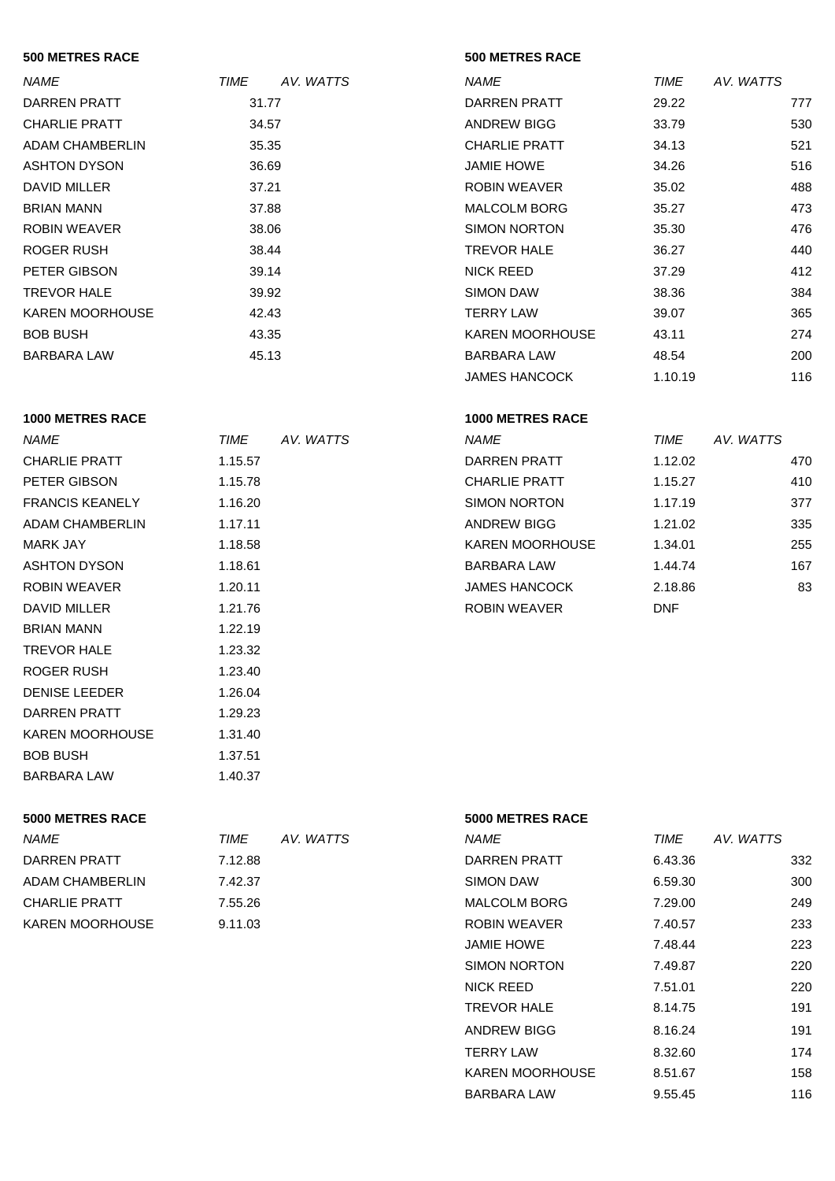**500 METRES RACE**

| *NAME* | *TIME* | *AV. WATTS* |
|---|---|---|
| DARREN PRATT | 31.77 | |
| CHARLIE PRATT | 34.57 | |
| ADAM CHAMBERLIN | 35.35 | |
| ASHTON DYSON | 36.69 | |
| DAVID MILLER | 37.21 | |
| BRIAN MANN | 37.88 | |
| ROBIN WEAVER | 38.06 | |
| ROGER RUSH | 38.44 | |
| PETER GIBSON | 39.14 | |
| TREVOR HALE | 39.92 | |
| KAREN MOORHOUSE | 42.43 | |
| BOB BUSH | 43.35 | |
| BARBARA LAW | 45.13 | |

**1000 METRES RACE**

| *NAME* | *TIME* | *AV. WATTS* |
|---|---|---|
| CHARLIE PRATT | 1.15.57 | |
| PETER GIBSON | 1.15.78 | |
| FRANCIS KEANELY | 1.16.20 | |
| ADAM CHAMBERLIN | 1.17.11 | |
| MARK JAY | 1.18.58 | |
| ASHTON DYSON | 1.18.61 | |
| ROBIN WEAVER | 1.20.11 | |
| DAVID MILLER | 1.21.76 | |
| BRIAN MANN | 1.22.19 | |
| TREVOR HALE | 1.23.32 | |
| ROGER RUSH | 1.23.40 | |
| DENISE LEEDER | 1.26.04 | |
| DARREN PRATT | 1.29.23 | |
| KAREN MOORHOUSE | 1.31.40 | |
| BOB BUSH | 1.37.51 | |
| BARBARA LAW | 1.40.37 | |

**5000 METRES RACE**

| *NAME* | *TIME* | *AV. WATTS* |
|---|---|---|
| DARREN PRATT | 7.12.88 | |
| ADAM CHAMBERLIN | 7.42.37 | |
| CHARLIE PRATT | 7.55.26 | |
| KAREN MOORHOUSE | 9.11.03 | |

**500 METRES RACE**

| *NAME* | *TIME* | *AV. WATTS* |
|---|---|---|
| DARREN PRATT | 29.22 | 777 |
| ANDREW BIGG | 33.79 | 530 |
| CHARLIE PRATT | 34.13 | 521 |
| JAMIE HOWE | 34.26 | 516 |
| ROBIN WEAVER | 35.02 | 488 |
| MALCOLM BORG | 35.27 | 473 |
| SIMON NORTON | 35.30 | 476 |
| TREVOR HALE | 36.27 | 440 |
| NICK REED | 37.29 | 412 |
| SIMON DAW | 38.36 | 384 |
| TERRY LAW | 39.07 | 365 |
| KAREN MOORHOUSE | 43.11 | 274 |
| BARBARA LAW | 48.54 | 200 |
| JAMES HANCOCK | 1.10.19 | 116 |

**1000 METRES RACE**

| *NAME* | *TIME* | *AV. WATTS* |
|---|---|---|
| DARREN PRATT | 1.12.02 | 470 |
| CHARLIE PRATT | 1.15.27 | 410 |
| SIMON NORTON | 1.17.19 | 377 |
| ANDREW BIGG | 1.21.02 | 335 |
| KAREN MOORHOUSE | 1.34.01 | 255 |
| BARBARA LAW | 1.44.74 | 167 |
| JAMES HANCOCK | 2.18.86 | 83 |
| ROBIN WEAVER | DNF | |

**5000 METRES RACE**

| *NAME* | *TIME* | *AV. WATTS* |
|---|---|---|
| DARREN PRATT | 6.43.36 | 332 |
| SIMON DAW | 6.59.30 | 300 |
| MALCOLM BORG | 7.29.00 | 249 |
| ROBIN WEAVER | 7.40.57 | 233 |
| JAMIE HOWE | 7.48.44 | 223 |
| SIMON NORTON | 7.49.87 | 220 |
| NICK REED | 7.51.01 | 220 |
| TREVOR HALE | 8.14.75 | 191 |
| ANDREW BIGG | 8.16.24 | 191 |
| TERRY LAW | 8.32.60 | 174 |
| KAREN MOORHOUSE | 8.51.67 | 158 |
| BARBARA LAW | 9.55.45 | 116 |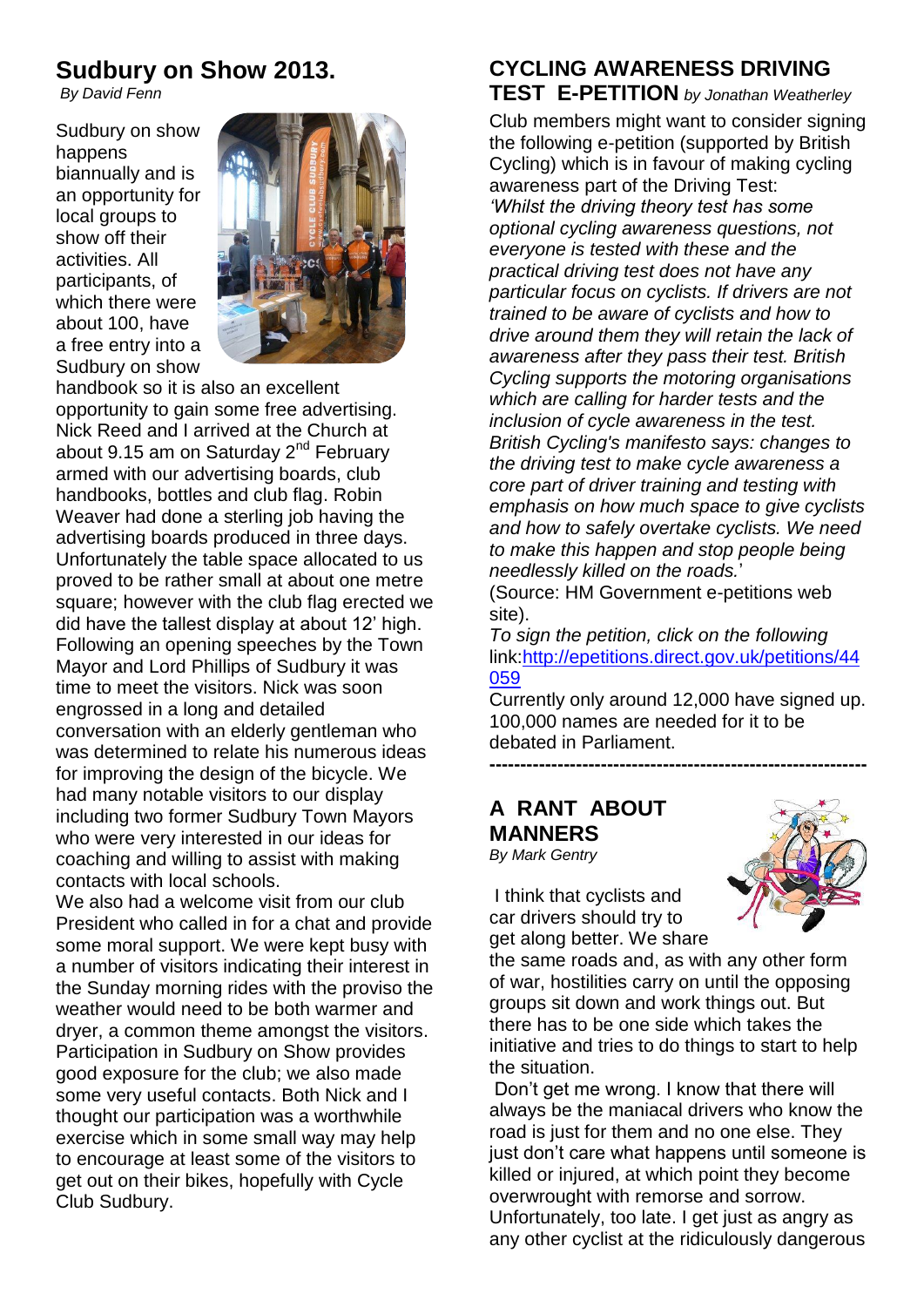## Sudbury on Show 2013.

*By David Fenn*

Sudbury on show happens biannually and is an opportunity for local groups to show off their activities. All participants, of which there were about 100, have a free entry into a Sudbury on show handbook so it is also an excellent opportunity to gain some free advertising. Nick Reed and I arrived at the Church at about 9.15 am on Saturday 2nd February armed with our advertising boards, club handbooks, bottles and club flag. Robin Weaver had done a sterling job having the advertising boards produced in three days. Unfortunately the table space allocated to us proved to be rather small at about one metre square; however with the club flag erected we did have the tallest display at about 12' high. Following an opening speeches by the Town Mayor and Lord Phillips of Sudbury it was time to meet the visitors. Nick was soon engrossed in a long and detailed conversation with an elderly gentleman who was determined to relate his numerous ideas for improving the design of the bicycle. We had many notable visitors to our display including two former Sudbury Town Mayors who were very interested in our ideas for coaching and willing to assist with making contacts with local schools.

We also had a welcome visit from our club President who called in for a chat and provide some moral support. We were kept busy with a number of visitors indicating their interest in the Sunday morning rides with the proviso the weather would need to be both warmer and dryer, a common theme amongst the visitors. Participation in Sudbury on Show provides good exposure for the club; we also made some very useful contacts. Both Nick and I thought our participation was a worthwhile exercise which in some small way may help to encourage at least some of the visitors to get out on their bikes, hopefully with Cycle Club Sudbury.

## CYCLING AWARENESS DRIVING TEST E-PETITION *by Jonathan Weatherley*

Club members might want to consider signing the following e-petition (supported by British Cycling) which is in favour of making cycling awareness part of the Driving Test:

*'Whilst the driving theory test has some optional cycling awareness questions, not everyone is tested with these and the practical driving test does not have any particular focus on cyclists. If drivers are not trained to be aware of cyclists and how to drive around them they will retain the lack of awareness after they pass their test. British Cycling supports the motoring organisations which are calling for harder tests and the inclusion of cycle awareness in the test. British Cycling's manifesto says: changes to the driving test to make cycle awareness a core part of driver training and testing with emphasis on how much space to give cyclists and how to safely overtake cyclists. We need to make this happen and stop people being needlessly killed on the roads.'*

(Source: HM Government e-petitions web site).

*To sign the petition, click on the following* link:[http://epetitions.direct.gov.uk/petitions/44059](http://epetitions.direct.gov.uk/petitions/44059)

Currently only around 12,000 have signed up. 100,000 names are needed for it to be debated in Parliament.

---

## A RANT ABOUT MANNERS

*By Mark Gentry*

I think that cyclists and car drivers should try to get along better. We share the same roads and, as with any other form of war, hostilities carry on until the opposing groups sit down and work things out. But there has to be one side which takes the initiative and tries to do things to start to help the situation.

Don't get me wrong. I know that there will always be the maniacal drivers who know the road is just for them and no one else. They just don't care what happens until someone is killed or injured, at which point they become overwrought with remorse and sorrow. Unfortunately, too late. I get just as angry as any other cyclist at the ridiculously dangerous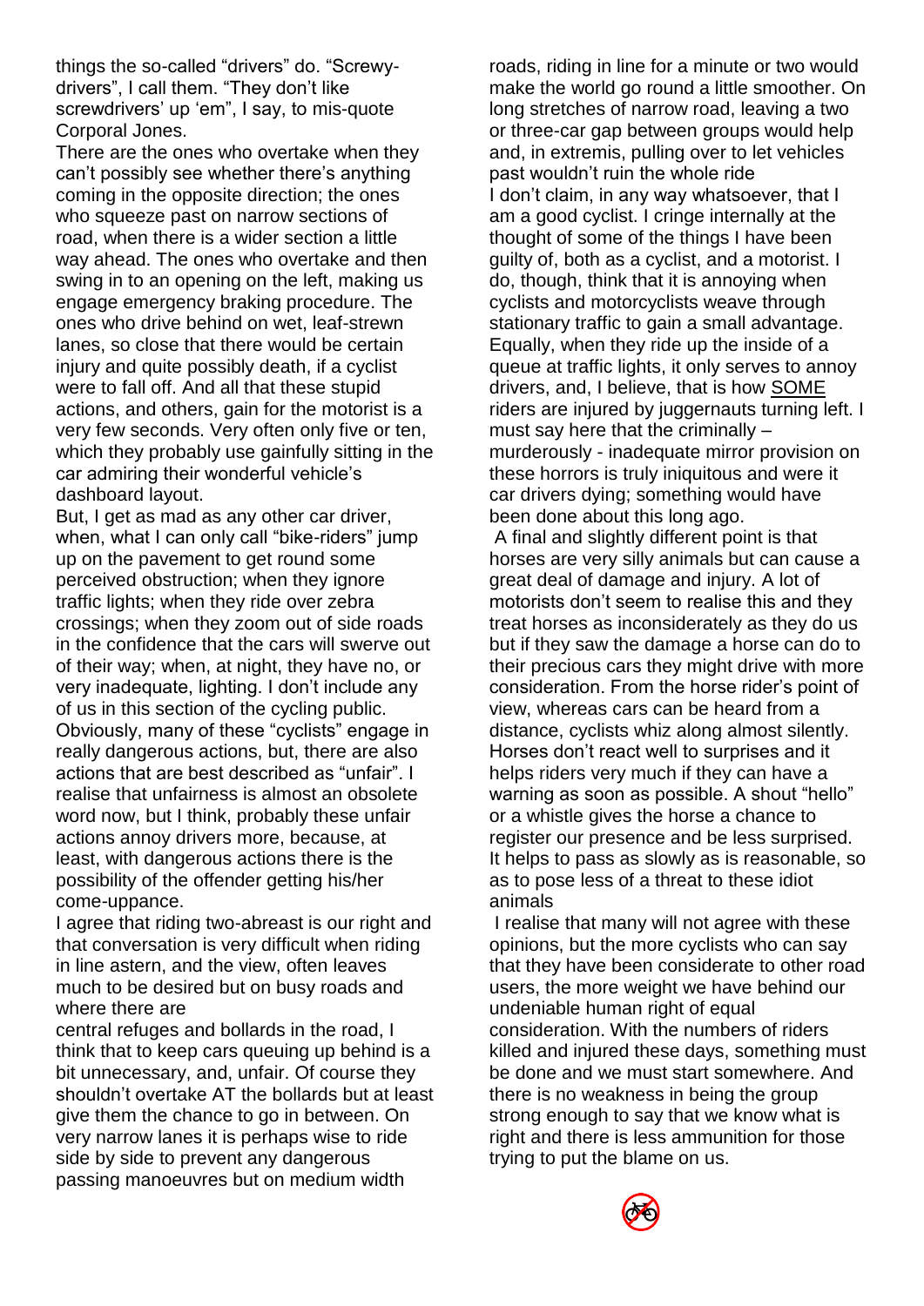things the so-called "drivers" do. "Screwy-drivers", I call them. "They don't like screwdrivers' up 'em", I say, to mis-quote Corporal Jones.

There are the ones who overtake when they can't possibly see whether there's anything coming in the opposite direction; the ones who squeeze past on narrow sections of road, when there is a wider section a little way ahead. The ones who overtake and then swing in to an opening on the left, making us engage emergency braking procedure. The ones who drive behind on wet, leaf-strewn lanes, so close that there would be certain injury and quite possibly death, if a cyclist were to fall off. And all that these stupid actions, and others, gain for the motorist is a very few seconds. Very often only five or ten, which they probably use gainfully sitting in the car admiring their wonderful vehicle's dashboard layout.

But, I get as mad as any other car driver, when, what I can only call "bike-riders" jump up on the pavement to get round some perceived obstruction; when they ignore traffic lights; when they ride over zebra crossings; when they zoom out of side roads in the confidence that the cars will swerve out of their way; when, at night, they have no, or very inadequate, lighting. I don't include any of us in this section of the cycling public. Obviously, many of these "cyclists" engage in really dangerous actions, but, there are also actions that are best described as "unfair". I realise that unfairness is almost an obsolete word now, but I think, probably these unfair actions annoy drivers more, because, at least, with dangerous actions there is the possibility of the offender getting his/her come-uppance.

I agree that riding two-abreast is our right and that conversation is very difficult when riding in line astern, and the view, often leaves much to be desired but on busy roads and where there are

central refuges and bollards in the road, I think that to keep cars queuing up behind is a bit unnecessary, and, unfair. Of course they shouldn't overtake AT the bollards but at least give them the chance to go in between. On very narrow lanes it is perhaps wise to ride side by side to prevent any dangerous passing manoeuvres but on medium width roads, riding in line for a minute or two would make the world go round a little smoother. On long stretches of narrow road, leaving a two or three-car gap between groups would help and, in extremis, pulling over to let vehicles past wouldn't ruin the whole ride

I don't claim, in any way whatsoever, that I am a good cyclist. I cringe internally at the thought of some of the things I have been guilty of, both as a cyclist, and a motorist. I do, though, think that it is annoying when cyclists and motorcyclists weave through stationary traffic to gain a small advantage. Equally, when they ride up the inside of a queue at traffic lights, it only serves to annoy drivers, and, I believe, that is how <u>SOME</u> riders are injured by juggernauts turning left. I must say here that the criminally – murderously - inadequate mirror provision on these horrors is truly iniquitous and were it car drivers dying; something would have been done about this long ago.

A final and slightly different point is that horses are very silly animals but can cause a great deal of damage and injury. A lot of motorists don't seem to realise this and they treat horses as inconsiderately as they do us but if they saw the damage a horse can do to their precious cars they might drive with more consideration. From the horse rider's point of view, whereas cars can be heard from a distance, cyclists whiz along almost silently. Horses don't react well to surprises and it helps riders very much if they can have a warning as soon as possible. A shout "hello" or a whistle gives the horse a chance to register our presence and be less surprised. It helps to pass as slowly as is reasonable, so as to pose less of a threat to these idiot animals

I realise that many will not agree with these opinions, but the more cyclists who can say that they have been considerate to other road users, the more weight we have behind our undeniable human right of equal consideration. With the numbers of riders killed and injured these days, something must be done and we must start somewhere. And there is no weakness in being the group strong enough to say that we know what is right and there is less ammunition for those trying to put the blame on us.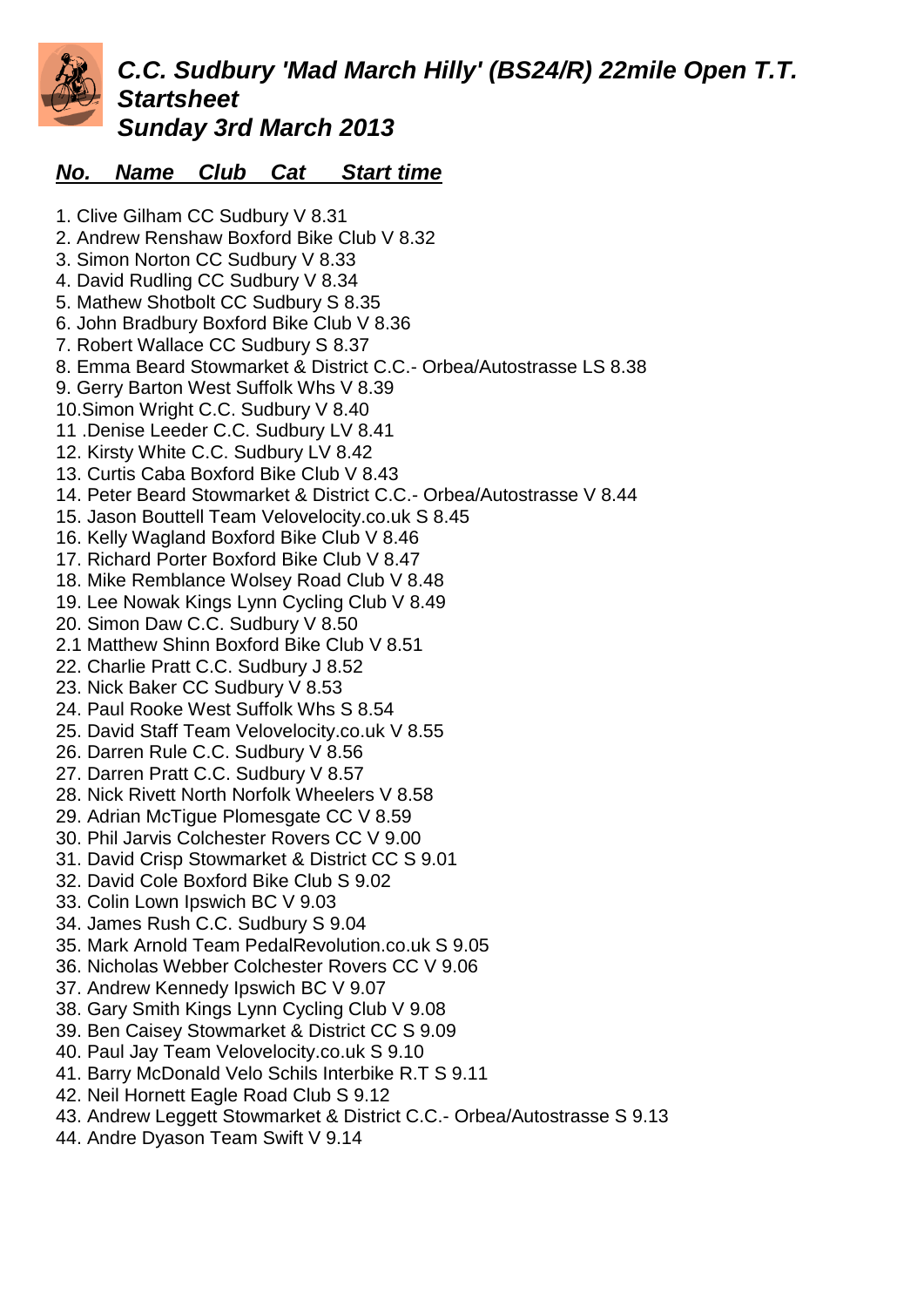# *C.C. Sudbury 'Mad March Hilly' (BS24/R) 22mile Open T.T. Startsheet Sunday 3rd March 2013*

***No. Name Club Cat Start time***

1. Clive Gilham CC Sudbury V 8.31
2. Andrew Renshaw Boxford Bike Club V 8.32
3. Simon Norton CC Sudbury V 8.33
4. David Rudling CC Sudbury V 8.34
5. Mathew Shotbolt CC Sudbury S 8.35
6. John Bradbury Boxford Bike Club V 8.36
7. Robert Wallace CC Sudbury S 8.37
8. Emma Beard Stowmarket & District C.C.- Orbea/Autostrasse LS 8.38
9. Gerry Barton West Suffolk Whs V 8.39

10.Simon Wright C.C. Sudbury V 8.40

11 .Denise Leeder C.C. Sudbury LV 8.41

12. Kirsty White C.C. Sudbury LV 8.42

13. Curtis Caba Boxford Bike Club V 8.43

14. Peter Beard Stowmarket & District C.C.- Orbea/Autostrasse V 8.44

15. Jason Bouttell Team Velovelocity.co.uk S 8.45

16. Kelly Wagland Boxford Bike Club V 8.46

17. Richard Porter Boxford Bike Club V 8.47

18. Mike Remblance Wolsey Road Club V 8.48

19. Lee Nowak Kings Lynn Cycling Club V 8.49

20. Simon Daw C.C. Sudbury V 8.50

2.1 Matthew Shinn Boxford Bike Club V 8.51

22. Charlie Pratt C.C. Sudbury J 8.52

23. Nick Baker CC Sudbury V 8.53

24. Paul Rooke West Suffolk Whs S 8.54

25. David Staff Team Velovelocity.co.uk V 8.55

26. Darren Rule C.C. Sudbury V 8.56

27. Darren Pratt C.C. Sudbury V 8.57

28. Nick Rivett North Norfolk Wheelers V 8.58

29. Adrian McTigue Plomesgate CC V 8.59

30. Phil Jarvis Colchester Rovers CC V 9.00

31. David Crisp Stowmarket & District CC S 9.01

32. David Cole Boxford Bike Club S 9.02

33. Colin Lown Ipswich BC V 9.03

34. James Rush C.C. Sudbury S 9.04

35. Mark Arnold Team PedalRevolution.co.uk S 9.05

36. Nicholas Webber Colchester Rovers CC V 9.06

37. Andrew Kennedy Ipswich BC V 9.07

38. Gary Smith Kings Lynn Cycling Club V 9.08

39. Ben Caisey Stowmarket & District CC S 9.09

40. Paul Jay Team Velovelocity.co.uk S 9.10

41. Barry McDonald Velo Schils Interbike R.T S 9.11

42. Neil Hornett Eagle Road Club S 9.12

43. Andrew Leggett Stowmarket & District C.C.- Orbea/Autostrasse S 9.13

44. Andre Dyason Team Swift V 9.14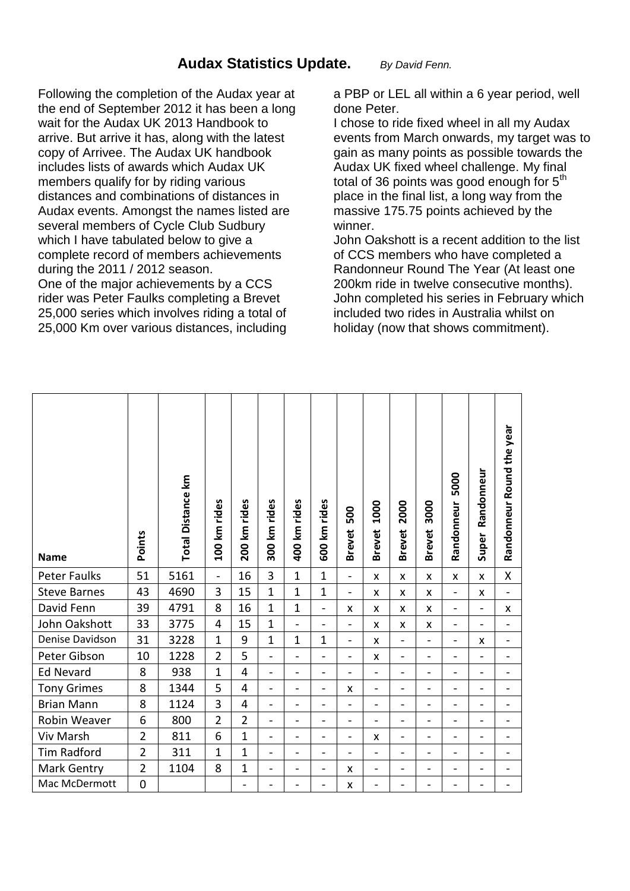## Audax Statistics Update. *By David Fenn.*

Following the completion of the Audax year at the end of September 2012 it has been a long wait for the Audax UK 2013 Handbook to arrive. But arrive it has, along with the latest copy of Arrivee. The Audax UK handbook includes lists of awards which Audax UK members qualify for by riding various distances and combinations of distances in Audax events. Amongst the names listed are several members of Cycle Club Sudbury which I have tabulated below to give a complete record of members achievements during the 2011 / 2012 season.

One of the major achievements by a CCS rider was Peter Faulks completing a Brevet 25,000 series which involves riding a total of 25,000 Km over various distances, including a PBP or LEL all within a 6 year period, well done Peter.

I chose to ride fixed wheel in all my Audax events from March onwards, my target was to gain as many points as possible towards the Audax UK fixed wheel challenge. My final total of 36 points was good enough for 5th place in the final list, a long way from the massive 175.75 points achieved by the winner.

John Oakshott is a recent addition to the list of CCS members who have completed a Randonneur Round The Year (At least one 200km ride in twelve consecutive months). John completed his series in February which included two rides in Australia whilst on holiday (now that shows commitment).

| Name | Points | Total Distance km | 100 km rides | 200 km rides | 300 km rides | 400 km rides | 600 km rides | Brevet 500 | Brevet 1000 | Brevet 2000 | Brevet 3000 | Randonneur 5000 | Super Randonneur | Randonneur Round the year |
|---|---|---|---|---|---|---|---|---|---|---|---|---|---|---|
| Peter Faulks | 51 | 5161 | - | 16 | 3 | 1 | 1 | - | x | x | x | x | x | X |
| Steve Barnes | 43 | 4690 | 3 | 15 | 1 | 1 | 1 | - | x | x | x | - | x | - |
| David Fenn | 39 | 4791 | 8 | 16 | 1 | 1 | - | x | x | x | x | - | - | x |
| John Oakshott | 33 | 3775 | 4 | 15 | 1 | - | - | - | x | x | x | - | - | - |
| Denise Davidson | 31 | 3228 | 1 | 9 | 1 | 1 | 1 | - | x | - | - | - | x | - |
| Peter Gibson | 10 | 1228 | 2 | 5 | - | - | - | - | x | - | - | - | - | - |
| Ed Nevard | 8 | 938 | 1 | 4 | - | - | - | - | - | - | - | - | - | - |
| Tony Grimes | 8 | 1344 | 5 | 4 | - | - | - | x | - | - | - | - | - | - |
| Brian Mann | 8 | 1124 | 3 | 4 | - | - | - | - | - | - | - | - | - | - |
| Robin Weaver | 6 | 800 | 2 | 2 | - | - | - | - | - | - | - | - | - | - |
| Viv Marsh | 2 | 811 | 6 | 1 | - | - | - | - | x | - | - | - | - | - |
| Tim Radford | 2 | 311 | 1 | 1 | - | - | - | - | - | - | - | - | - | - |
| Mark Gentry | 2 | 1104 | 8 | 1 | - | - | - | x | - | - | - | - | - | - |
| Mac McDermott | 0 | | | - | - | - | - | x | - | - | - | - | - | - |